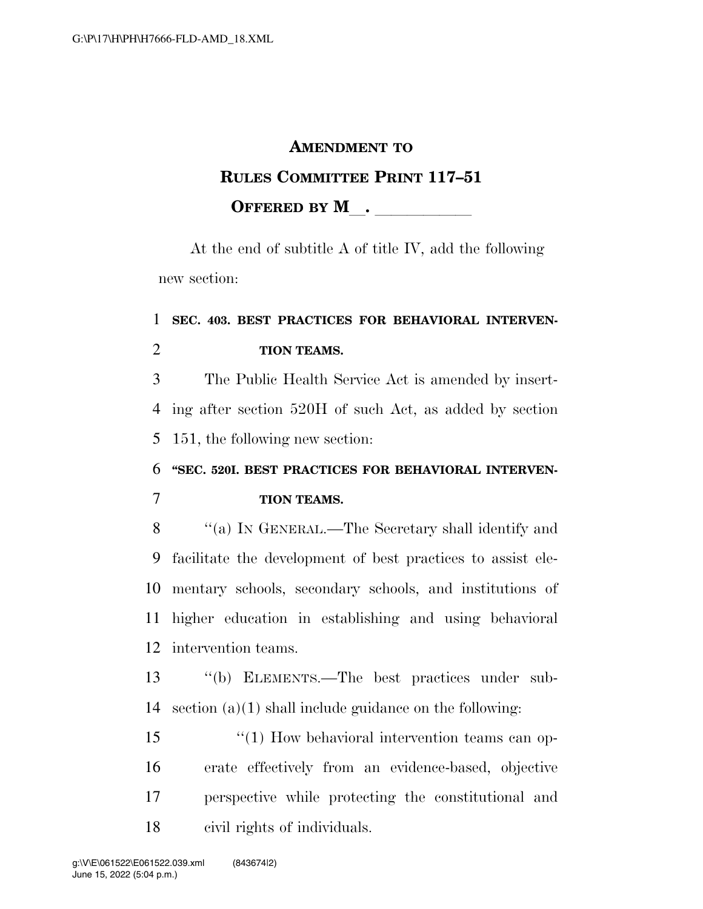# AMENDMENT TO RULES COMMITTEE PRINT 117–51

## OFFERED BY M\_\_. \_\_\_\_\_\_\_\_\_\_\_

At the end of subtitle A of title IV, add the following new section:

**SEC. 403. BEST PRACTICES FOR BEHAVIORAL INTERVENTION TEAMS.**

The Public Health Service Act is amended by inserting after section 520H of such Act, as added by section 151, the following new section:

**"SEC. 520I. BEST PRACTICES FOR BEHAVIORAL INTERVENTION TEAMS.**

"(a) IN GENERAL.—The Secretary shall identify and facilitate the development of best practices to assist elementary schools, secondary schools, and institutions of higher education in establishing and using behavioral intervention teams.

"(b) ELEMENTS.—The best practices under subsection (a)(1) shall include guidance on the following:

"(1) How behavioral intervention teams can operate effectively from an evidence-based, objective perspective while protecting the constitutional and civil rights of individuals.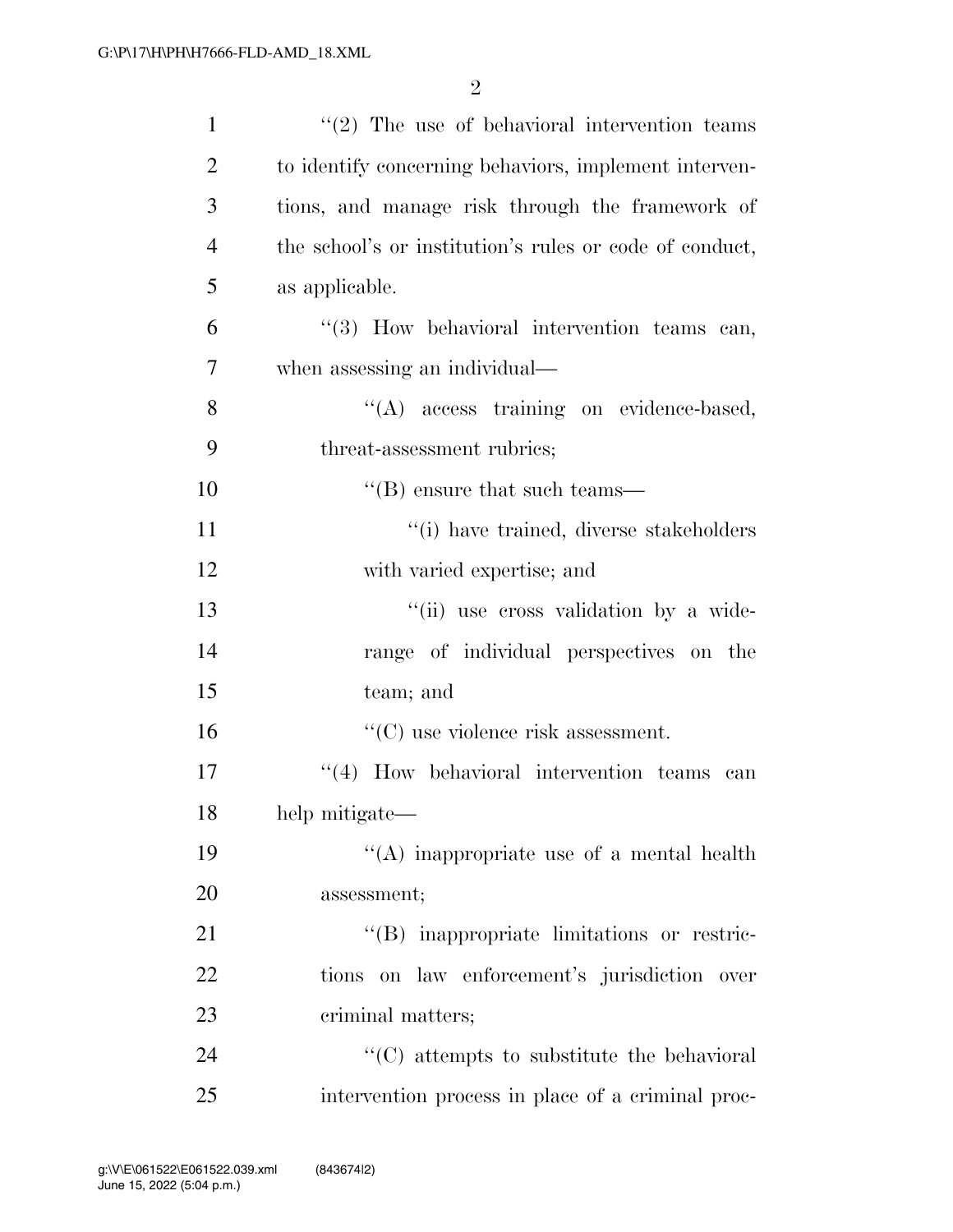''(2) The use of behavioral intervention teams to identify concerning behaviors, implement interventions, and manage risk through the framework of the school's or institution's rules or code of conduct, as applicable.

''(3) How behavioral intervention teams can, when assessing an individual—

''(A) access training on evidence-based, threat-assessment rubrics;

''(B) ensure that such teams—

''(i) have trained, diverse stakeholders with varied expertise; and

''(ii) use cross validation by a wide-range of individual perspectives on the team; and

''(C) use violence risk assessment.

''(4) How behavioral intervention teams can help mitigate—

''(A) inappropriate use of a mental health assessment;

''(B) inappropriate limitations or restrictions on law enforcement's jurisdiction over criminal matters;

''(C) attempts to substitute the behavioral intervention process in place of a criminal proc-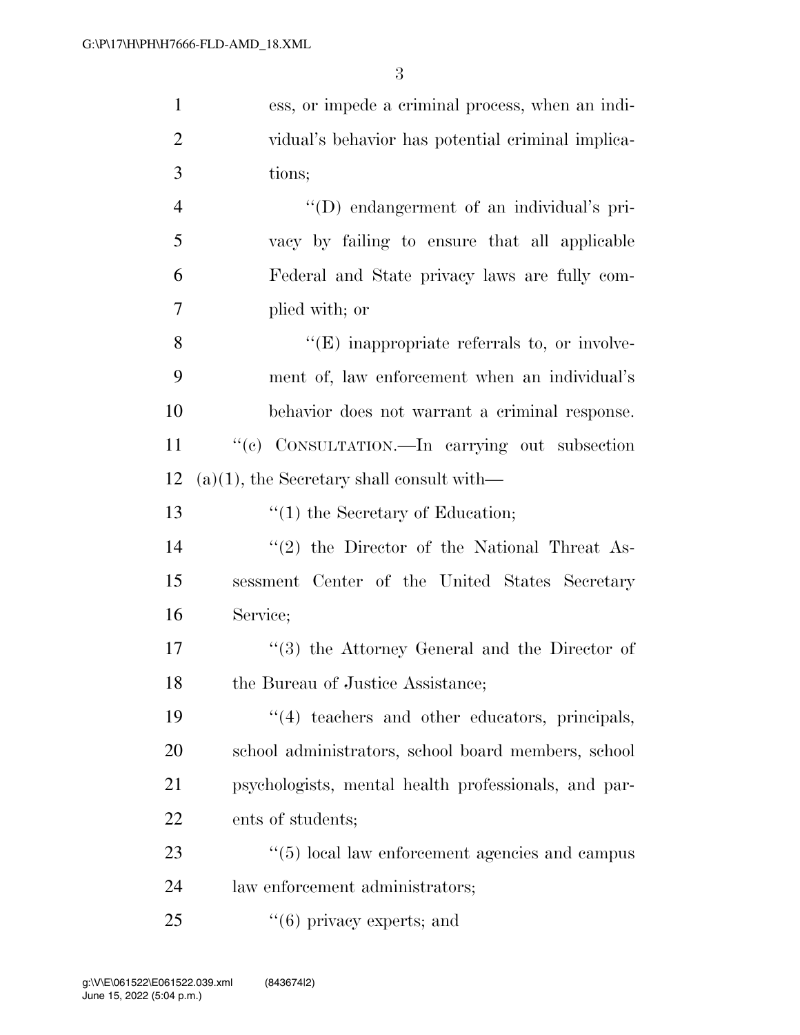ess, or impede a criminal process, when an individual's behavior has potential criminal implications;

''(D) endangerment of an individual's privacy by failing to ensure that all applicable Federal and State privacy laws are fully complied with; or

''(E) inappropriate referrals to, or involvement of, law enforcement when an individual's behavior does not warrant a criminal response.

''(c) CONSULTATION.—In carrying out subsection (a)(1), the Secretary shall consult with—

''(1) the Secretary of Education;

''(2) the Director of the National Threat Assessment Center of the United States Secretary Service;

''(3) the Attorney General and the Director of the Bureau of Justice Assistance;

''(4) teachers and other educators, principals, school administrators, school board members, school psychologists, mental health professionals, and parents of students;

''(5) local law enforcement agencies and campus law enforcement administrators;

''(6) privacy experts; and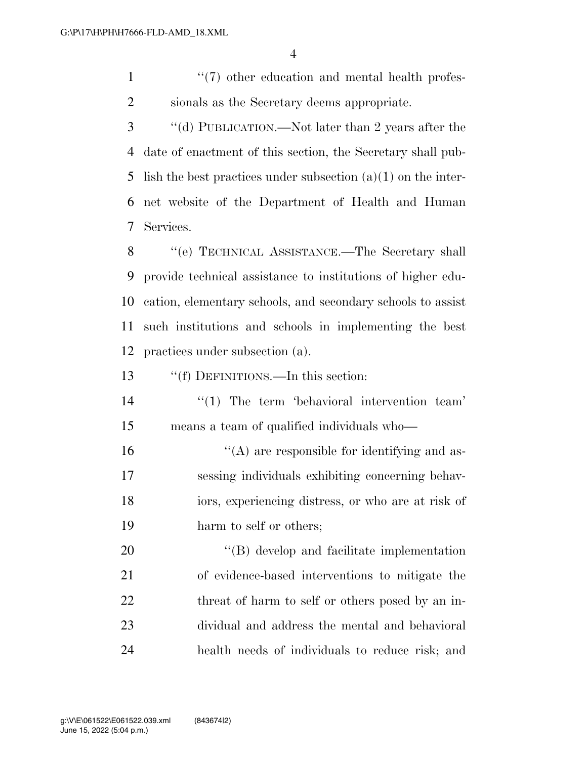''(7) other education and mental health professionals as the Secretary deems appropriate.

''(d) PUBLICATION.—Not later than 2 years after the date of enactment of this section, the Secretary shall publish the best practices under subsection (a)(1) on the internet website of the Department of Health and Human Services.

''(e) TECHNICAL ASSISTANCE.—The Secretary shall provide technical assistance to institutions of higher education, elementary schools, and secondary schools to assist such institutions and schools in implementing the best practices under subsection (a).

''(f) DEFINITIONS.—In this section:

''(1) The term 'behavioral intervention team' means a team of qualified individuals who—

''(A) are responsible for identifying and assessing individuals exhibiting concerning behaviors, experiencing distress, or who are at risk of harm to self or others;

''(B) develop and facilitate implementation of evidence-based interventions to mitigate the threat of harm to self or others posed by an individual and address the mental and behavioral health needs of individuals to reduce risk; and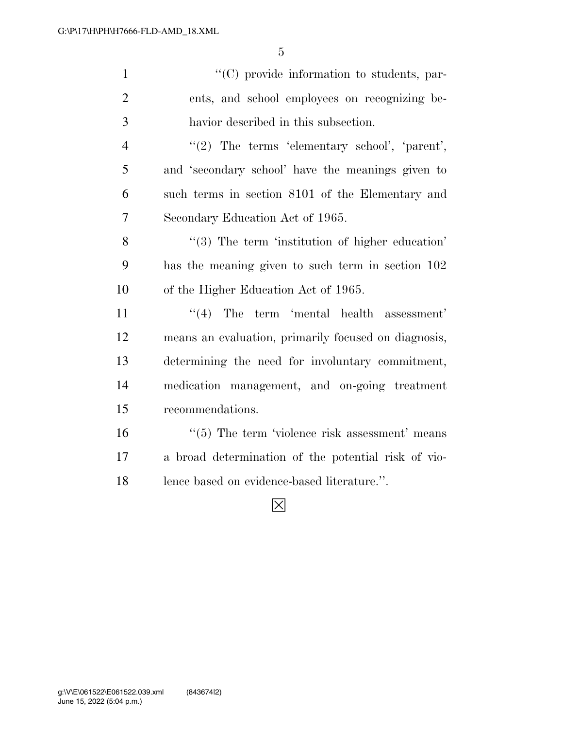"(C) provide information to students, parents, and school employees on recognizing behavior described in this subsection.

"(2) The terms 'elementary school', 'parent', and 'secondary school' have the meanings given to such terms in section 8101 of the Elementary and Secondary Education Act of 1965.

"(3) The term 'institution of higher education' has the meaning given to such term in section 102 of the Higher Education Act of 1965.

"(4) The term 'mental health assessment' means an evaluation, primarily focused on diagnosis, determining the need for involuntary commitment, medication management, and on-going treatment recommendations.

"(5) The term 'violence risk assessment' means a broad determination of the potential risk of violence based on evidence-based literature.".

☒